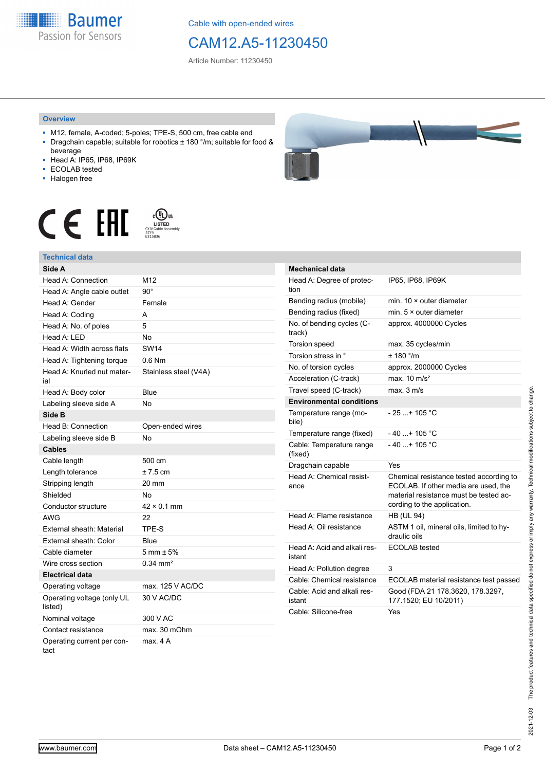Cable with open-ended wires

# CAM12.A5-11230450

Article Number: 11230450

## Overview

- M12, female, A-coded; 5-poles; TPE-S, 500 cm, free cable end
- Dragchain capable; suitable for robotics ± 180 °/m; suitable for food & beverage
- Head A: IP65, IP68, IP69K
- ECOLAB tested
- Halogen free

LISTED
CYJV Cable Assembly
47YV
E315836

## Technical data

| Side A | |
|---|---|
| Head A: Connection | M12 |
| Head A: Angle cable outlet | 90° |
| Head A: Gender | Female |
| Head A: Coding | A |
| Head A: No. of poles | 5 |
| Head A: LED | No |
| Head A: Width across flats | SW14 |
| Head A: Tightening torque | 0.6 Nm |
| Head A: Knurled nut material | Stainless steel (V4A) |
| Head A: Body color | Blue |
| Labeling sleeve side A | No |
| **Side B** | |
| Head B: Connection | Open-ended wires |
| Labeling sleeve side B | No |
| **Cables** | |
| Cable length | 500 cm |
| Length tolerance | ± 7.5 cm |
| Stripping length | 20 mm |
| Shielded | No |
| Conductor structure | 42 × 0.1 mm |
| AWG | 22 |
| External sheath: Material | TPE-S |
| External sheath: Color | Blue |
| Cable diameter | 5 mm ± 5% |
| Wire cross section | 0.34 mm² |
| **Electrical data** | |
| Operating voltage | max. 125 V AC/DC |
| Operating voltage (only UL listed) | 30 V AC/DC |
| Nominal voltage | 300 V AC |
| Contact resistance | max. 30 mOhm |
| Operating current per contact | max. 4 A |

| Mechanical data | |
|---|---|
| Head A: Degree of protection | IP65, IP68, IP69K |
| Bending radius (mobile) | min. 10 × outer diameter |
| Bending radius (fixed) | min. 5 × outer diameter |
| No. of bending cycles (C-track) | approx. 4000000 Cycles |
| Torsion speed | max. 35 cycles/min |
| Torsion stress in ° | ± 180 °/m |
| No. of torsion cycles | approx. 2000000 Cycles |
| Acceleration (C-track) | max. 10 m/s² |
| Travel speed (C-track) | max. 3 m/s |
| **Environmental conditions** | |
| Temperature range (mobile) | - 25 ...+ 105 °C |
| Temperature range (fixed) | - 40 ...+ 105 °C |
| Cable: Temperature range (fixed) | - 40 ...+ 105 °C |
| Dragchain capable | Yes |
| Head A: Chemical resistance | Chemical resistance tested according to ECOLAB. If other media are used, the material resistance must be tested according to the application. |
| Head A: Flame resistance | HB (UL 94) |
| Head A: Oil resistance | ASTM 1 oil, mineral oils, limited to hydraulic oils |
| Head A: Acid and alkali resistant | ECOLAB tested |
| Head A: Pollution degree | 3 |
| Cable: Chemical resistance | ECOLAB material resistance test passed |
| Cable: Acid and alkali resistant | Good (FDA 21 178.3620, 178.3297, 177.1520; EU 10/2011) |
| Cable: Silicone-free | Yes |

2021-12-03 The product features and technical data specified do not express or imply any warranty. Technical modifications subject to change.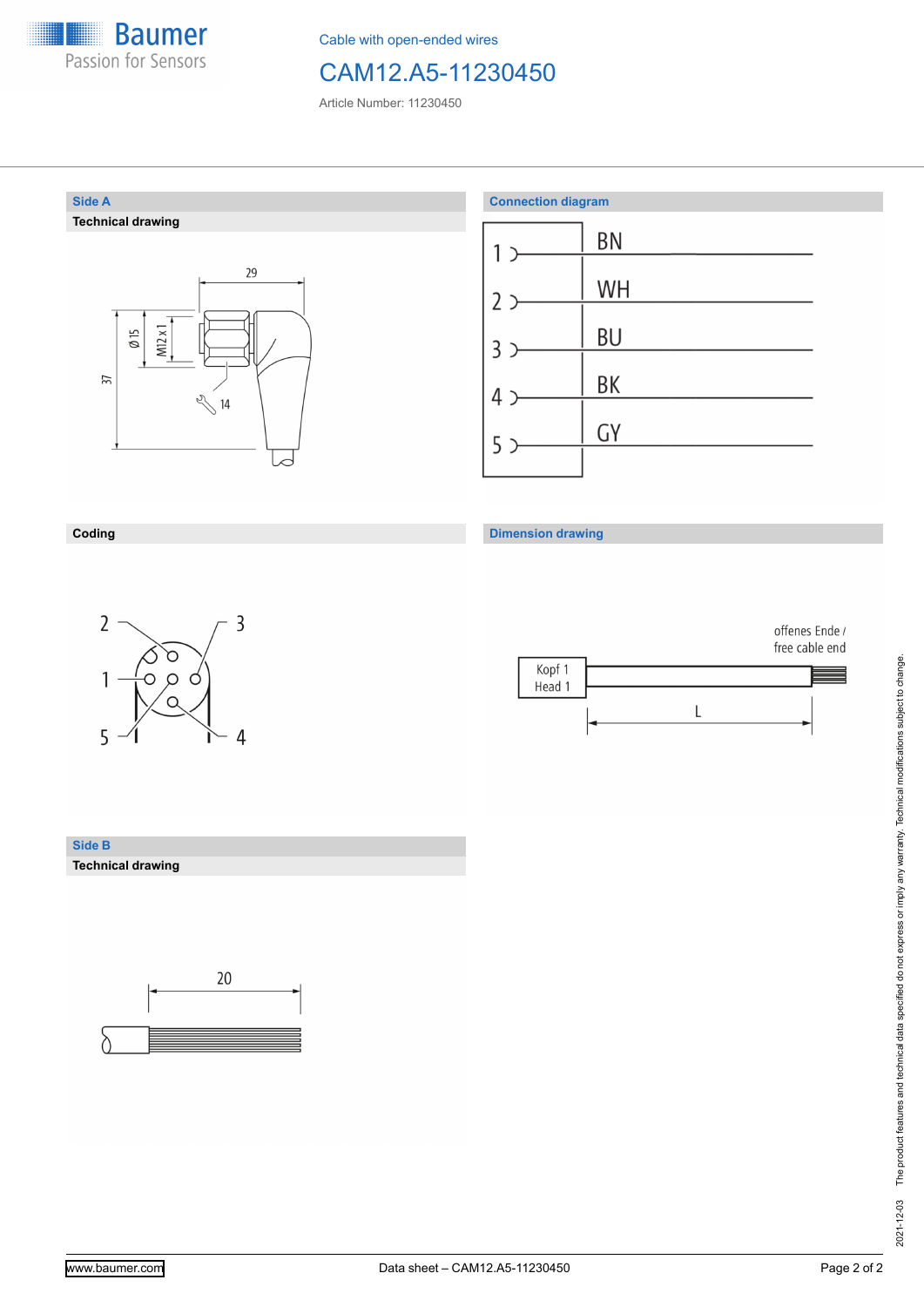Baumer
Passion for Sensors

Cable with open-ended wires

# CAM12.A5-11230450

Article Number: 11230450

## Side A

### Technical drawing

29
Ø 15
M12 x 1
37
14

## Connection diagram

1 BN
2 WH
3 BU
4 BK
5 GY

### Coding

2
3
1
5
4

## Dimension drawing

offenes Ende / free cable end
Kopf 1
Head 1
L

## Side B

### Technical drawing

20

2021-12-03 The product features and technical data specified do not express or imply any warranty. Technical modifications subject to change.

www.baumer.com Data sheet – CAM12.A5-11230450